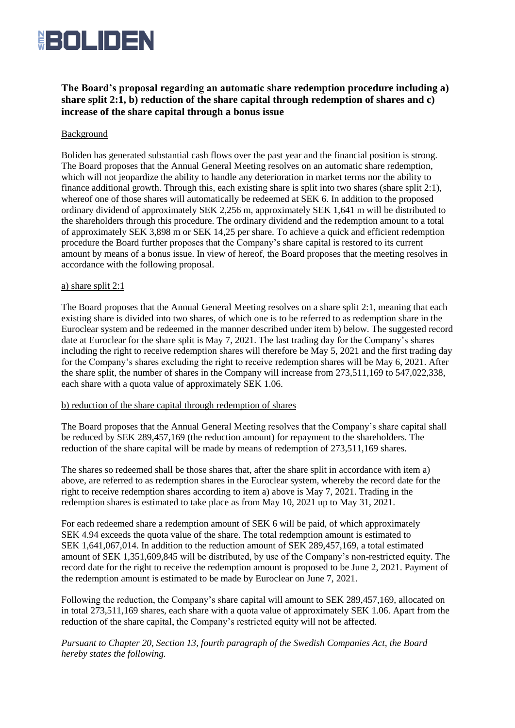**The Board's proposal regarding an automatic share redemption procedure including a) share split 2:1, b) reduction of the share capital through redemption of shares and c) increase of the share capital through a bonus issue**

Background

Boliden has generated substantial cash flows over the past year and the financial position is strong. The Board proposes that the Annual General Meeting resolves on an automatic share redemption, which will not jeopardize the ability to handle any deterioration in market terms nor the ability to finance additional growth. Through this, each existing share is split into two shares (share split 2:1), whereof one of those shares will automatically be redeemed at SEK 6. In addition to the proposed ordinary dividend of approximately SEK 2,256 m, approximately SEK 1,641 m will be distributed to the shareholders through this procedure. The ordinary dividend and the redemption amount to a total of approximately SEK 3,898 m or SEK 14,25 per share. To achieve a quick and efficient redemption procedure the Board further proposes that the Company's share capital is restored to its current amount by means of a bonus issue. In view of hereof, the Board proposes that the meeting resolves in accordance with the following proposal.

a) share split 2:1

The Board proposes that the Annual General Meeting resolves on a share split 2:1, meaning that each existing share is divided into two shares, of which one is to be referred to as redemption share in the Euroclear system and be redeemed in the manner described under item b) below. The suggested record date at Euroclear for the share split is May 7, 2021. The last trading day for the Company's shares including the right to receive redemption shares will therefore be May 5, 2021 and the first trading day for the Company's shares excluding the right to receive redemption shares will be May 6, 2021. After the share split, the number of shares in the Company will increase from 273,511,169 to 547,022,338, each share with a quota value of approximately SEK 1.06.

b) reduction of the share capital through redemption of shares

The Board proposes that the Annual General Meeting resolves that the Company's share capital shall be reduced by SEK 289,457,169 (the reduction amount) for repayment to the shareholders. The reduction of the share capital will be made by means of redemption of 273,511,169 shares.

The shares so redeemed shall be those shares that, after the share split in accordance with item a) above, are referred to as redemption shares in the Euroclear system, whereby the record date for the right to receive redemption shares according to item a) above is May 7, 2021. Trading in the redemption shares is estimated to take place as from May 10, 2021 up to May 31, 2021.

For each redeemed share a redemption amount of SEK 6 will be paid, of which approximately SEK 4.94 exceeds the quota value of the share. The total redemption amount is estimated to SEK 1,641,067,014. In addition to the reduction amount of SEK 289,457,169, a total estimated amount of SEK 1,351,609,845 will be distributed, by use of the Company's non-restricted equity. The record date for the right to receive the redemption amount is proposed to be June 2, 2021. Payment of the redemption amount is estimated to be made by Euroclear on June 7, 2021.

Following the reduction, the Company's share capital will amount to SEK 289,457,169, allocated on in total 273,511,169 shares, each share with a quota value of approximately SEK 1.06. Apart from the reduction of the share capital, the Company's restricted equity will not be affected.

*Pursuant to Chapter 20, Section 13, fourth paragraph of the Swedish Companies Act, the Board hereby states the following.*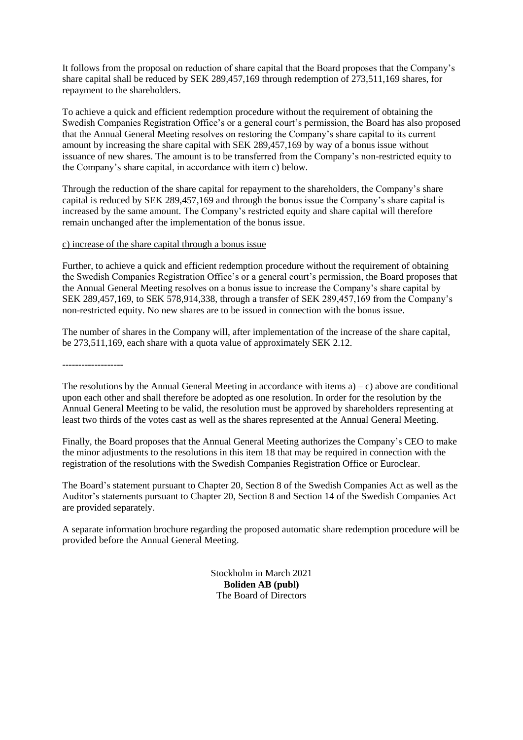It follows from the proposal on reduction of share capital that the Board proposes that the Company's share capital shall be reduced by SEK 289,457,169 through redemption of 273,511,169 shares, for repayment to the shareholders.

To achieve a quick and efficient redemption procedure without the requirement of obtaining the Swedish Companies Registration Office's or a general court's permission, the Board has also proposed that the Annual General Meeting resolves on restoring the Company's share capital to its current amount by increasing the share capital with SEK 289,457,169 by way of a bonus issue without issuance of new shares. The amount is to be transferred from the Company's non-restricted equity to the Company's share capital, in accordance with item c) below.

Through the reduction of the share capital for repayment to the shareholders, the Company's share capital is reduced by SEK 289,457,169 and through the bonus issue the Company's share capital is increased by the same amount. The Company's restricted equity and share capital will therefore remain unchanged after the implementation of the bonus issue.

c) increase of the share capital through a bonus issue

Further, to achieve a quick and efficient redemption procedure without the requirement of obtaining the Swedish Companies Registration Office's or a general court's permission, the Board proposes that the Annual General Meeting resolves on a bonus issue to increase the Company's share capital by SEK 289,457,169, to SEK 578,914,338, through a transfer of SEK 289,457,169 from the Company's non-restricted equity. No new shares are to be issued in connection with the bonus issue.

The number of shares in the Company will, after implementation of the increase of the share capital, be 273,511,169, each share with a quota value of approximately SEK 2.12.

-------------------

The resolutions by the Annual General Meeting in accordance with items a) – c) above are conditional upon each other and shall therefore be adopted as one resolution. In order for the resolution by the Annual General Meeting to be valid, the resolution must be approved by shareholders representing at least two thirds of the votes cast as well as the shares represented at the Annual General Meeting.

Finally, the Board proposes that the Annual General Meeting authorizes the Company's CEO to make the minor adjustments to the resolutions in this item 18 that may be required in connection with the registration of the resolutions with the Swedish Companies Registration Office or Euroclear.

The Board's statement pursuant to Chapter 20, Section 8 of the Swedish Companies Act as well as the Auditor's statements pursuant to Chapter 20, Section 8 and Section 14 of the Swedish Companies Act are provided separately.

A separate information brochure regarding the proposed automatic share redemption procedure will be provided before the Annual General Meeting.

Stockholm in March 2021
**Boliden AB (publ)**
The Board of Directors